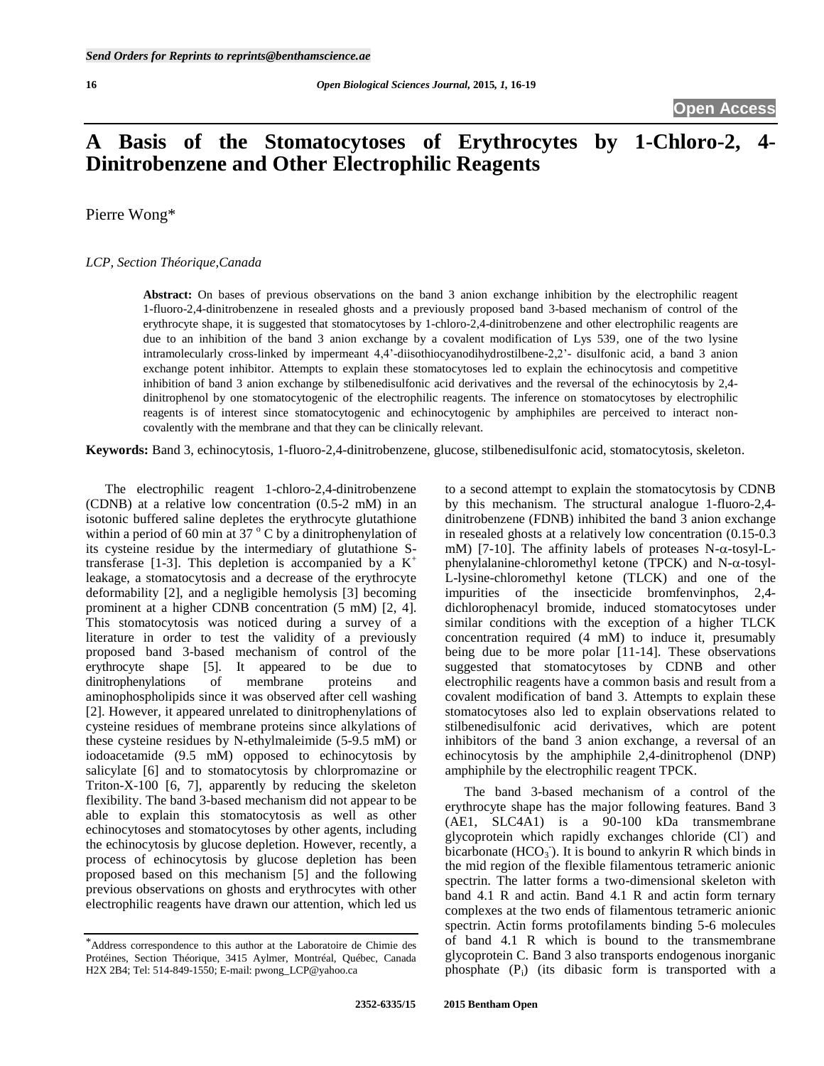Send Orders for Reprints to reprints@benthamscience.ae

**Open Access**

# A Basis of the Stomatocytoses of Erythrocytes by 1-Chloro-2, 4-Dinitrobenzene and Other Electrophilic Reagents

Pierre Wong*

*LCP, Section Théorique,Canada*

**Abstract:** On bases of previous observations on the band 3 anion exchange inhibition by the electrophilic reagent 1-fluoro-2,4-dinitrobenzene in resealed ghosts and a previously proposed band 3-based mechanism of control of the erythrocyte shape, it is suggested that stomatocytoses by 1-chloro-2,4-dinitrobenzene and other electrophilic reagents are due to an inhibition of the band 3 anion exchange by a covalent modification of Lys 539, one of the two lysine intramolecularly cross-linked by impermeant 4,4'-diisothiocyanodihydrostilbene-2,2'- disulfonic acid, a band 3 anion exchange potent inhibitor. Attempts to explain these stomatocytoses led to explain the echinocytosis and competitive inhibition of band 3 anion exchange by stilbenedisulfonic acid derivatives and the reversal of the echinocytosis by 2,4-dinitrophenol by one stomatocytogenic of the electrophilic reagents. The inference on stomatocytoses by electrophilic reagents is of interest since stomatocytogenic and echinocytogenic by amphiphiles are perceived to interact non-covalently with the membrane and that they can be clinically relevant.

**Keywords:** Band 3, echinocytosis, 1-fluoro-2,4-dinitrobenzene, glucose, stilbenedisulfonic acid, stomatocytosis, skeleton.

The electrophilic reagent 1-chloro-2,4-dinitrobenzene (CDNB) at a relative low concentration (0.5-2 mM) in an isotonic buffered saline depletes the erythrocyte glutathione within a period of 60 min at 37 $^{o}$ C by a dinitrophenylation of its cysteine residue by the intermediary of glutathione S-transferase [1-3]. This depletion is accompanied by a $K^{+}$ leakage, a stomatocytosis and a decrease of the erythrocyte deformability [2], and a negligible hemolysis [3] becoming prominent at a higher CDNB concentration (5 mM) [2, 4]. This stomatocytosis was noticed during a survey of a literature in order to test the validity of a previously proposed band 3-based mechanism of control of the erythrocyte shape [5]. It appeared to be due to dinitrophenylations of membrane proteins and aminophospholipids since it was observed after cell washing [2]. However, it appeared unrelated to dinitrophenylations of cysteine residues of membrane proteins since alkylations of these cysteine residues by N-ethylmaleimide (5-9.5 mM) or iodoacetamide (9.5 mM) opposed to echinocytosis by salicylate [6] and to stomatocytosis by chlorpromazine or Triton-X-100 [6, 7], apparently by reducing the skeleton flexibility. The band 3-based mechanism did not appear to be able to explain this stomatocytosis as well as other echinocytoses and stomatocytoses by other agents, including the echinocytosis by glucose depletion. However, recently, a process of echinocytosis by glucose depletion has been proposed based on this mechanism [5] and the following previous observations on ghosts and erythrocytes with other electrophilic reagents have drawn our attention, which led us to a second attempt to explain the stomatocytosis by CDNB by this mechanism. The structural analogue 1-fluoro-2,4-dinitrobenzene (FDNB) inhibited the band 3 anion exchange in resealed ghosts at a relatively low concentration (0.15-0.3 mM) [7-10]. The affinity labels of proteases N-α-tosyl-L-phenylalanine-chloromethyl ketone (TPCK) and N-α-tosyl-L-lysine-chloromethyl ketone (TLCK) and one of the impurities of the insecticide bromfenvinphos, 2,4-dichlorophenacyl bromide, induced stomatocytoses under similar conditions with the exception of a higher TLCK concentration required (4 mM) to induce it, presumably being due to be more polar [11-14]. These observations suggested that stomatocytoses by CDNB and other electrophilic reagents have a common basis and result from a covalent modification of band 3. Attempts to explain these stomatocytoses also led to explain observations related to stilbenedisulfonic acid derivatives, which are potent inhibitors of the band 3 anion exchange, a reversal of an echinocytosis by the amphiphile 2,4-dinitrophenol (DNP) amphiphile by the electrophilic reagent TPCK.

The band 3-based mechanism of a control of the erythrocyte shape has the major following features. Band 3 (AE1, SLC4A1) is a 90-100 kDa transmembrane glycoprotein which rapidly exchanges chloride ($Cl^{-}$) and bicarbonate ($HCO_3^{-}$). It is bound to ankyrin R which binds in the mid region of the flexible filamentous tetrameric anionic spectrin. The latter forms a two-dimensional skeleton with band 4.1 R and actin. Band 4.1 R and actin form ternary complexes at the two ends of filamentous tetrameric anionic spectrin. Actin forms protofilaments binding 5-6 molecules of band 4.1 R which is bound to the transmembrane glycoprotein C. Band 3 also transports endogenous inorganic phosphate ($P_i$) (its dibasic form is transported with a

*Address correspondence to this author at the Laboratoire de Chimie des Protéines, Section Théorique, 3415 Aylmer, Montréal, Québec, Canada H2X 2B4; Tel: 514-849-1550; E-mail: pwong_LCP@yahoo.ca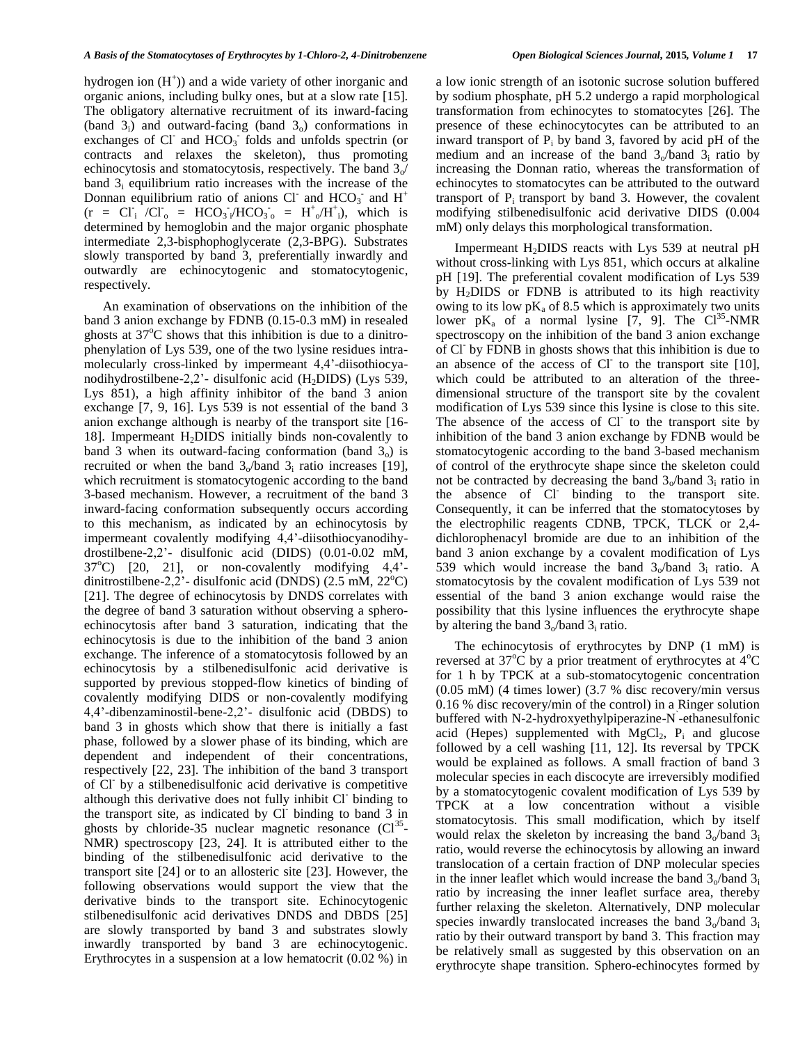hydrogen ion ($H^+$)) and a wide variety of other inorganic and organic anions, including bulky ones, but at a slow rate [15]. The obligatory alternative recruitment of its inward-facing (band $3_i$) and outward-facing (band $3_o$) conformations in exchanges of $Cl^-$ and $HCO_3^-$ folds and unfolds spectrin (or contracts and relaxes the skeleton), thus promoting echinocytosis and stomatocytosis, respectively. The band $3_o$/band $3_i$ equilibrium ratio increases with the increase of the Donnan equilibrium ratio of anions $Cl^-$ and $HCO_3^-$ and $H^+$ ($r = Cl^-_i / Cl^-_o = HCO_3^-{}_i/HCO_3^-{}_o = H^+_o/H^+_i$), which is determined by hemoglobin and the major organic phosphate intermediate 2,3-bisphophoglycerate (2,3-BPG). Substrates slowly transported by band 3, preferentially inwardly and outwardly are echinocytogenic and stomatocytogenic, respectively.

An examination of observations on the inhibition of the band 3 anion exchange by FDNB (0.15-0.3 mM) in resealed ghosts at 37°C shows that this inhibition is due to a dinitrophenylation of Lys 539, one of the two lysine residues intramolecularly cross-linked by impermeant 4,4'-diisothiocyanodihydrostilbene-2,2'- disulfonic acid ($H_2$DIDS) (Lys 539, Lys 851), a high affinity inhibitor of the band 3 anion exchange [7, 9, 16]. Lys 539 is not essential of the band 3 anion exchange although is nearby of the transport site [16-18]. Impermeant $H_2$DIDS initially binds non-covalently to band 3 when its outward-facing conformation (band $3_o$) is recruited or when the band $3_o$/band $3_i$ ratio increases [19], which recruitment is stomatocytogenic according to the band 3-based mechanism. However, a recruitment of the band 3 inward-facing conformation subsequently occurs according to this mechanism, as indicated by an echinocytosis by impermeant covalently modifying 4,4'-diisothiocyanodihydrostilbene-2,2'- disulfonic acid (DIDS) (0.01-0.02 mM, 37°C) [20, 21], or non-covalently modifying 4,4'-dinitrostilbene-2,2'- disulfonic acid (DNDS) (2.5 mM, 22°C) [21]. The degree of echinocytosis by DNDS correlates with the degree of band 3 saturation without observing a sphero-echinocytosis after band 3 saturation, indicating that the echinocytosis is due to the inhibition of the band 3 anion exchange. The inference of a stomatocytosis followed by an echinocytosis by a stilbenedisulfonic acid derivative is supported by previous stopped-flow kinetics of binding of covalently modifying DIDS or non-covalently modifying 4,4'-dibenzaminostil-bene-2,2'- disulfonic acid (DBDS) to band 3 in ghosts which show that there is initially a fast phase, followed by a slower phase of its binding, which are dependent and independent of their concentrations, respectively [22, 23]. The inhibition of the band 3 transport of $Cl^-$ by a stilbenedisulfonic acid derivative is competitive although this derivative does not fully inhibit $Cl^-$ binding to the transport site, as indicated by $Cl^-$ binding to band 3 in ghosts by chloride-35 nuclear magnetic resonance ($Cl^{35}$-NMR) spectroscopy [23, 24]. It is attributed either to the binding of the stilbenedisulfonic acid derivative to the transport site [24] or to an allosteric site [23]. However, the following observations would support the view that the derivative binds to the transport site. Echinocytogenic stilbenedisulfonic acid derivatives DNDS and DBDS [25] are slowly transported by band 3 and substrates slowly inwardly transported by band 3 are echinocytogenic. Erythrocytes in a suspension at a low hematocrit (0.02 %) in a low ionic strength of an isotonic sucrose solution buffered by sodium phosphate, pH 5.2 undergo a rapid morphological transformation from echinocytes to stomatocytes [26]. The presence of these echinocytocytes can be attributed to an inward transport of $P_i$ by band 3, favored by acid pH of the medium and an increase of the band $3_o$/band $3_i$ ratio by increasing the Donnan ratio, whereas the transformation of echinocytes to stomatocytes can be attributed to the outward transport of $P_i$ transport by band 3. However, the covalent modifying stilbenedisulfonic acid derivative DIDS (0.004 mM) only delays this morphological transformation.

Impermeant $H_2$DIDS reacts with Lys 539 at neutral pH without cross-linking with Lys 851, which occurs at alkaline pH [19]. The preferential covalent modification of Lys 539 by $H_2$DIDS or FDNB is attributed to its high reactivity owing to its low $pK_a$ of 8.5 which is approximately two units lower $pK_a$ of a normal lysine [7, 9]. The $Cl^{35}$-NMR spectroscopy on the inhibition of the band 3 anion exchange of $Cl^-$ by FDNB in ghosts shows that this inhibition is due to an absence of the access of $Cl^-$ to the transport site [10], which could be attributed to an alteration of the three-dimensional structure of the transport site by the covalent modification of Lys 539 since this lysine is close to this site. The absence of the access of $Cl^-$ to the transport site by inhibition of the band 3 anion exchange by FDNB would be stomatocytogenic according to the band 3-based mechanism of control of the erythrocyte shape since the skeleton could not be contracted by decreasing the band $3_o$/band $3_i$ ratio in the absence of $Cl^-$ binding to the transport site. Consequently, it can be inferred that the stomatocytoses by the electrophilic reagents CDNB, TPCK, TLCK or 2,4-dichlorophenacyl bromide are due to an inhibition of the band 3 anion exchange by a covalent modification of Lys 539 which would increase the band $3_o$/band $3_i$ ratio. A stomatocytosis by the covalent modification of Lys 539 not essential of the band 3 anion exchange would raise the possibility that this lysine influences the erythrocyte shape by altering the band $3_o$/band $3_i$ ratio.

The echinocytosis of erythrocytes by DNP (1 mM) is reversed at 37°C by a prior treatment of erythrocytes at 4°C for 1 h by TPCK at a sub-stomatocytogenic concentration (0.05 mM) (4 times lower) (3.7 % disc recovery/min versus 0.16 % disc recovery/min of the control) in a Ringer solution buffered with N-2-hydroxyethylpiperazine-N'-ethanesulfonic acid (Hepes) supplemented with $MgCl_2$, $P_i$ and glucose followed by a cell washing [11, 12]. Its reversal by TPCK would be explained as follows. A small fraction of band 3 molecular species in each discocyte are irreversibly modified by a stomatocytogenic covalent modification of Lys 539 by TPCK at a low concentration without a visible stomatocytosis. This small modification, which by itself would relax the skeleton by increasing the band $3_o$/band $3_i$ ratio, would reverse the echinocytosis by allowing an inward translocation of a certain fraction of DNP molecular species in the inner leaflet which would increase the band $3_o$/band $3_i$ ratio by increasing the inner leaflet surface area, thereby further relaxing the skeleton. Alternatively, DNP molecular species inwardly translocated increases the band $3_o$/band $3_i$ ratio by their outward transport by band 3. This fraction may be relatively small as suggested by this observation on an erythrocyte shape transition. Sphero-echinocytes formed by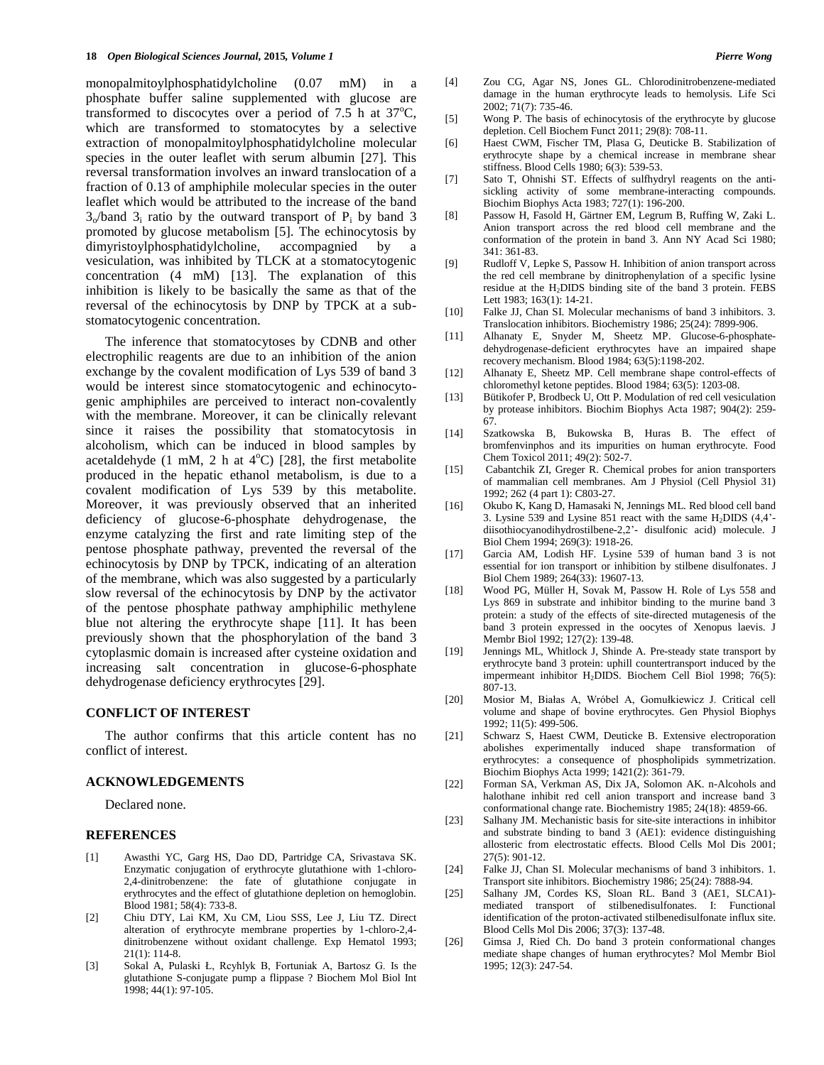monopalmitoylphosphatidylcholine (0.07 mM) in a phosphate buffer saline supplemented with glucose are transformed to discocytes over a period of 7.5 h at 37°C, which are transformed to stomatocytes by a selective extraction of monopalmitoylphosphatidylcholine molecular species in the outer leaflet with serum albumin [27]. This reversal transformation involves an inward translocation of a fraction of 0.13 of amphiphile molecular species in the outer leaflet which would be attributed to the increase of the band $3_o$/band $3_i$ ratio by the outward transport of $P_i$ by band 3 promoted by glucose metabolism [5]. The echinocytosis by dimyristoylphosphatidylcholine, accompagnied by a vesiculation, was inhibited by TLCK at a stomatocytogenic concentration (4 mM) [13]. The explanation of this inhibition is likely to be basically the same as that of the reversal of the echinocytosis by DNP by TPCK at a sub-stomatocytogenic concentration.

The inference that stomatocytoses by CDNB and other electrophilic reagents are due to an inhibition of the anion exchange by the covalent modification of Lys 539 of band 3 would be interest since stomatocytogenic and echinocytogenic amphiphiles are perceived to interact non-covalently with the membrane. Moreover, it can be clinically relevant since it raises the possibility that stomatocytosis in alcoholism, which can be induced in blood samples by acetaldehyde (1 mM, 2 h at 4°C) [28], the first metabolite produced in the hepatic ethanol metabolism, is due to a covalent modification of Lys 539 by this metabolite. Moreover, it was previously observed that an inherited deficiency of glucose-6-phosphate dehydrogenase, the enzyme catalyzing the first and rate limiting step of the pentose phosphate pathway, prevented the reversal of the echinocytosis by DNP by TPCK, indicating of an alteration of the membrane, which was also suggested by a particularly slow reversal of the echinocytosis by DNP by the activator of the pentose phosphate pathway amphiphilic methylene blue not altering the erythrocyte shape [11]. It has been previously shown that the phosphorylation of the band 3 cytoplasmic domain is increased after cysteine oxidation and increasing salt concentration in glucose-6-phosphate dehydrogenase deficiency erythrocytes [29].

## CONFLICT OF INTEREST

The author confirms that this article content has no conflict of interest.

## ACKNOWLEDGEMENTS

Declared none.

## REFERENCES

[1] Awasthi YC, Garg HS, Dao DD, Partridge CA, Srivastava SK. Enzymatic conjugation of erythrocyte glutathione with 1-chloro-2,4-dinitrobenzene: the fate of glutathione conjugate in erythrocytes and the effect of glutathione depletion on hemoglobin. Blood 1981; 58(4): 733-8.

[2] Chiu DTY, Lai KM, Xu CM, Liou SSS, Lee J, Liu TZ. Direct alteration of erythrocyte membrane properties by 1-chloro-2,4-dinitrobenzene without oxidant challenge. Exp Hematol 1993; 21(1): 114-8.

[3] Sokal A, Pulaski Ł, Rcyhlyk B, Fortuniak A, Bartosz G. Is the glutathione S-conjugate pump a flippase ? Biochem Mol Biol Int 1998; 44(1): 97-105.

[4] Zou CG, Agar NS, Jones GL. Chlorodinitrobenzene-mediated damage in the human erythrocyte leads to hemolysis. Life Sci 2002; 71(7): 735-46.

[5] Wong P. The basis of echinocytosis of the erythrocyte by glucose depletion. Cell Biochem Funct 2011; 29(8): 708-11.

[6] Haest CWM, Fischer TM, Plasa G, Deuticke B. Stabilization of erythrocyte shape by a chemical increase in membrane shear stiffness. Blood Cells 1980; 6(3): 539-53.

[7] Sato T, Ohnishi ST. Effects of sulfhydryl reagents on the anti-sickling activity of some membrane-interacting compounds. Biochim Biophys Acta 1983; 727(1): 196-200.

[8] Passow H, Fasold H, Gärtner EM, Legrum B, Ruffing W, Zaki L. Anion transport across the red blood cell membrane and the conformation of the protein in band 3. Ann NY Acad Sci 1980; 341: 361-83.

[9] Rudloff V, Lepke S, Passow H. Inhibition of anion transport across the red cell membrane by dinitrophenylation of a specific lysine residue at the $H_2$DIDS binding site of the band 3 protein. FEBS Lett 1983; 163(1): 14-21.

[10] Falke JJ, Chan SI. Molecular mechanisms of band 3 inhibitors. 3. Translocation inhibitors. Biochemistry 1986; 25(24): 7899-906.

[11] Alhanaty E, Snyder M, Sheetz MP. Glucose-6-phosphate-dehydrogenase-deficient erythrocytes have an impaired shape recovery mechanism. Blood 1984; 63(5):1198-202.

[12] Alhanaty E, Sheetz MP. Cell membrane shape control-effects of chloromethyl ketone peptides. Blood 1984; 63(5): 1203-08.

[13] Bütikofer P, Brodbeck U, Ott P. Modulation of red cell vesiculation by protease inhibitors. Biochim Biophys Acta 1987; 904(2): 259-67.

[14] Szatkowska B, Bukowska B, Huras B. The effect of bromfenvinphos and its impurities on human erythrocyte. Food Chem Toxicol 2011; 49(2): 502-7.

[15] Cabantchik ZI, Greger R. Chemical probes for anion transporters of mammalian cell membranes. Am J Physiol (Cell Physiol 31) 1992; 262 (4 part 1): C803-27.

[16] Okubo K, Kang D, Hamasaki N, Jennings ML. Red blood cell band 3. Lysine 539 and Lysine 851 react with the same $H_2$DIDS (4,4'-diisothiocyanodihydrostilbene-2,2'- disulfonic acid) molecule. J Biol Chem 1994; 269(3): 1918-26.

[17] Garcia AM, Lodish HF. Lysine 539 of human band 3 is not essential for ion transport or inhibition by stilbene disulfonates. J Biol Chem 1989; 264(33): 19607-13.

[18] Wood PG, Müller H, Sovak M, Passow H. Role of Lys 558 and Lys 869 in substrate and inhibitor binding to the murine band 3 protein: a study of the effects of site-directed mutagenesis of the band 3 protein expressed in the oocytes of Xenopus laevis. J Membr Biol 1992; 127(2): 139-48.

[19] Jennings ML, Whitlock J, Shinde A. Pre-steady state transport by erythrocyte band 3 protein: uphill countertransport induced by the impermeant inhibitor $H_2$DIDS. Biochem Cell Biol 1998; 76(5): 807-13.

[20] Mosior M, Białas A, Wróbel A, Gomułkiewicz J. Critical cell volume and shape of bovine erythrocytes. Gen Physiol Biophys 1992; 11(5): 499-506.

[21] Schwarz S, Haest CWM, Deuticke B. Extensive electroporation abolishes experimentally induced shape transformation of erythrocytes: a consequence of phospholipids symmetrization. Biochim Biophys Acta 1999; 1421(2): 361-79.

[22] Forman SA, Verkman AS, Dix JA, Solomon AK. n-Alcohols and halothane inhibit red cell anion transport and increase band 3 conformational change rate. Biochemistry 1985; 24(18): 4859-66.

[23] Salhany JM. Mechanistic basis for site-site interactions in inhibitor and substrate binding to band 3 (AE1): evidence distinguishing allosteric from electrostatic effects. Blood Cells Mol Dis 2001; 27(5): 901-12.

[24] Falke JJ, Chan SI. Molecular mechanisms of band 3 inhibitors. 1. Transport site inhibitors. Biochemistry 1986; 25(24): 7888-94.

[25] Salhany JM, Cordes KS, Sloan RL. Band 3 (AE1, SLCA1)-mediated transport of stilbenedisulfonates. I: Functional identification of the proton-activated stilbenedisulfonate influx site. Blood Cells Mol Dis 2006; 37(3): 137-48.

[26] Gimsa J, Ried Ch. Do band 3 protein conformational changes mediate shape changes of human erythrocytes? Mol Membr Biol 1995; 12(3): 247-54.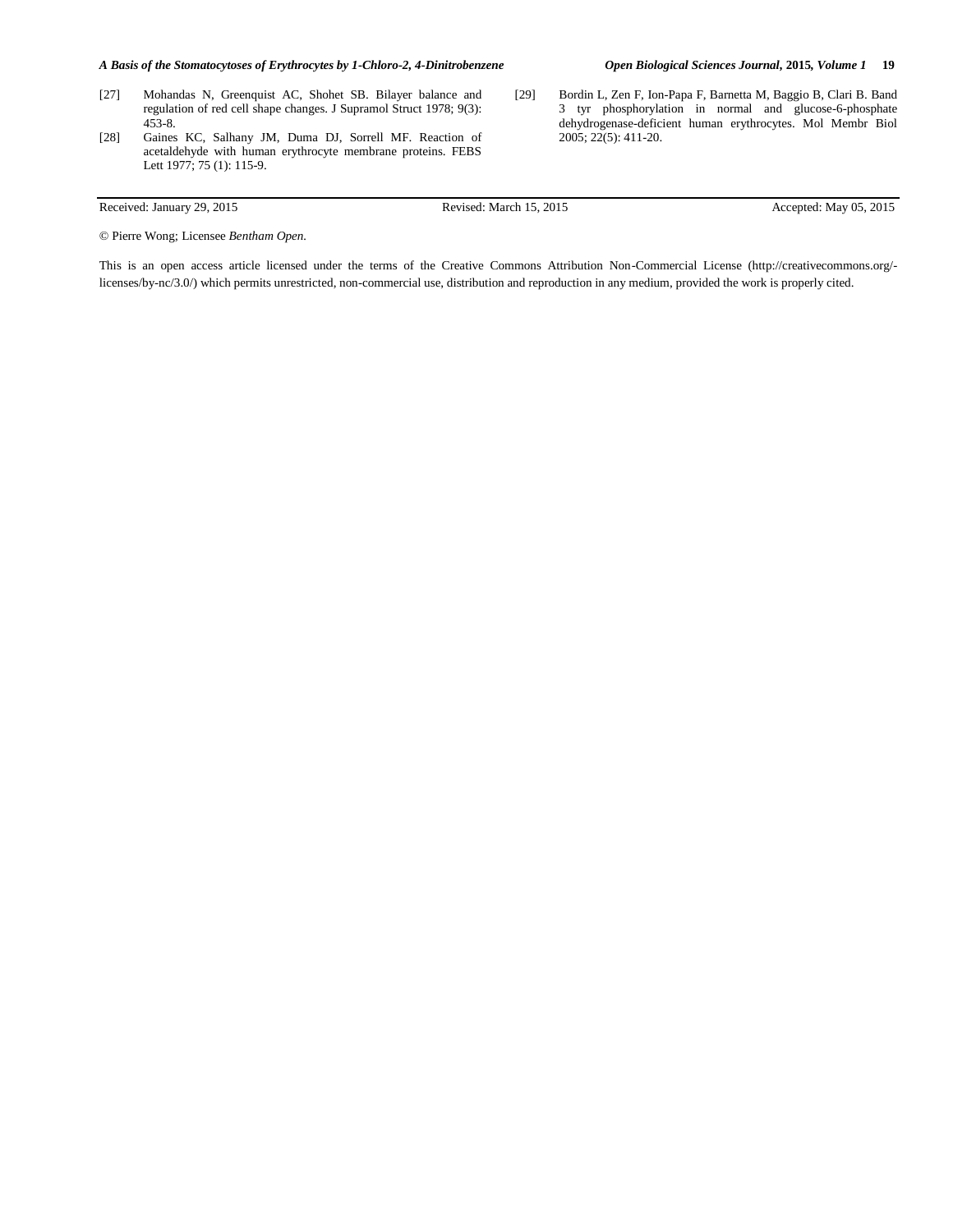[27] Mohandas N, Greenquist AC, Shohet SB. Bilayer balance and regulation of red cell shape changes. J Supramol Struct 1978; 9(3): 453-8.

[28] Gaines KC, Salhany JM, Duma DJ, Sorrell MF. Reaction of acetaldehyde with human erythrocyte membrane proteins. FEBS Lett 1977; 75 (1): 115-9.

[29] Bordin L, Zen F, Ion-Papa F, Barnetta M, Baggio B, Clari B. Band 3 tyr phosphorylation in normal and glucose-6-phosphate dehydrogenase-deficient human erythrocytes. Mol Membr Biol 2005; 22(5): 411-20.

Received: January 29, 2015 Revised: March 15, 2015 Accepted: May 05, 2015

© Pierre Wong; Licensee *Bentham Open.*

This is an open access article licensed under the terms of the Creative Commons Attribution Non-Commercial License (http://creativecommons.org/-licenses/by-nc/3.0/) which permits unrestricted, non-commercial use, distribution and reproduction in any medium, provided the work is properly cited.